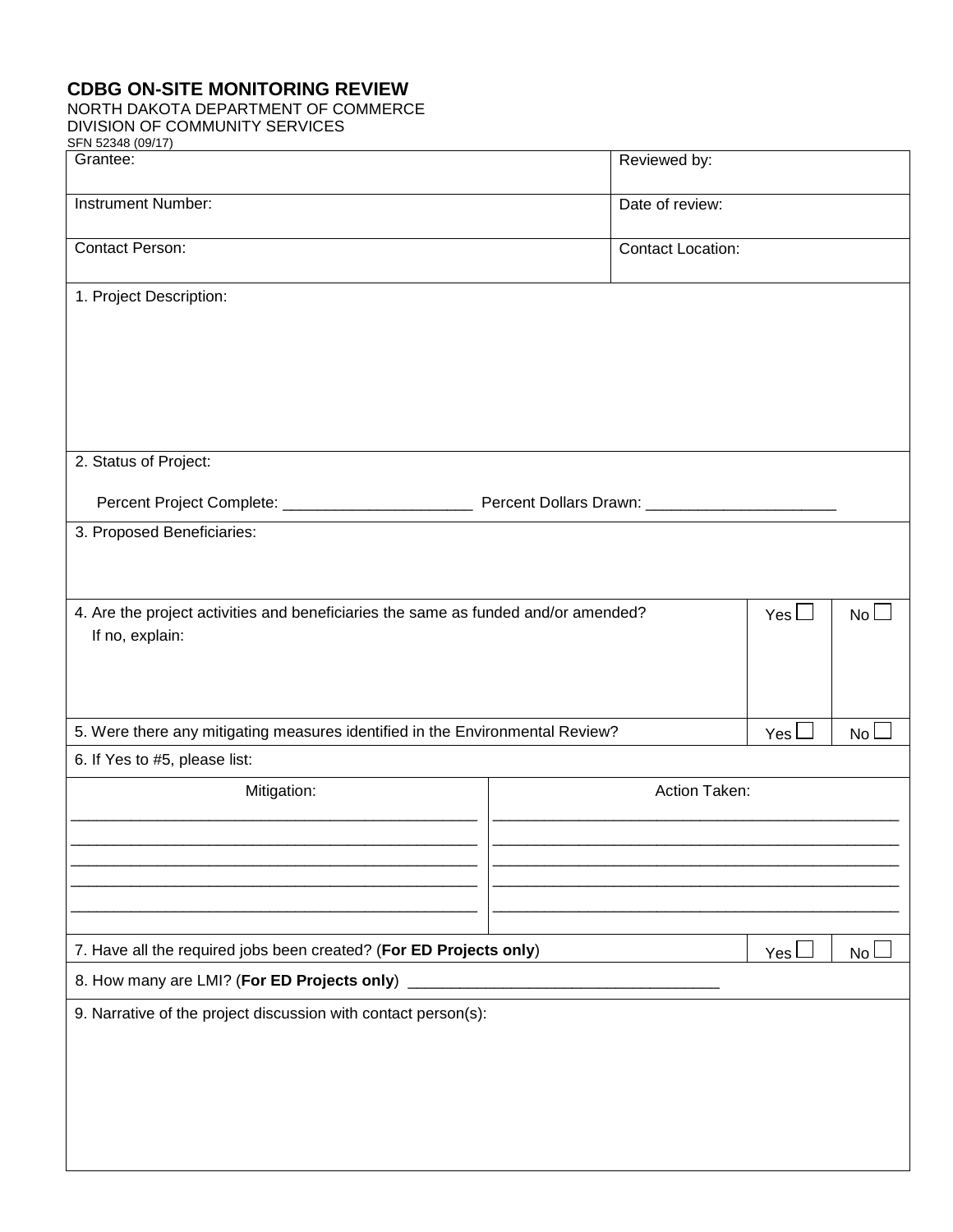# CDBG ON-SITE MONITORING REVIEW

NORTH DAKOTA DEPARTMENT OF COMMERCE
DIVISION OF COMMUNITY SERVICES
SFN 52348 (09/17)

| | |
|---|---|
| Grantee: | Reviewed by: |
| Instrument Number: | Date of review: |
| Contact Person: | Contact Location: |

1. Project Description:

2. Status of Project:

Percent Project Complete: ______________________ Percent Dollars Drawn: ______________________

3. Proposed Beneficiaries:

| | | |
|---|---|---|
| 4. Are the project activities and beneficiaries the same as funded and/or amended? If no, explain: | Yes ☐ | No ☐ |
| 5. Were there any mitigating measures identified in the Environmental Review? | Yes ☐ | No ☐ |

6. If Yes to #5, please list:

| Mitigation: | Action Taken: |
|---|---|
| _______________________________________________ | _______________________________________________ |
| _______________________________________________ | _______________________________________________ |
| _______________________________________________ | _______________________________________________ |
| _______________________________________________ | _______________________________________________ |
| _______________________________________________ | _______________________________________________ |

| | | |
|---|---|---|
| 7. Have all the required jobs been created? (**For ED Projects only**) | Yes ☐ | No ☐ |

8. How many are LMI? (**For ED Projects only**) ___________________________________

9. Narrative of the project discussion with contact person(s):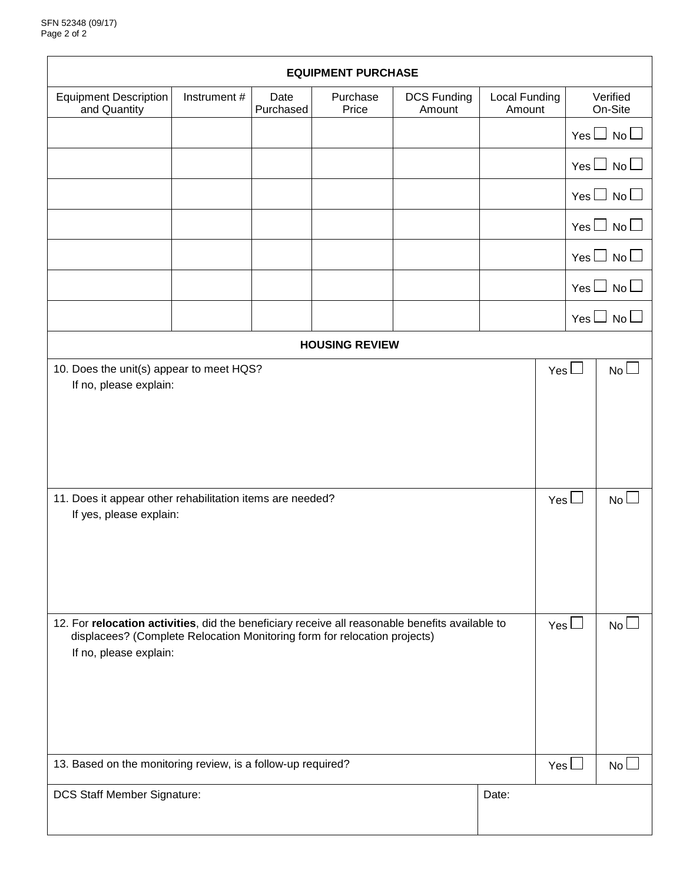## EQUIPMENT PURCHASE

| Equipment Description and Quantity | Instrument # | Date Purchased | Purchase Price | DCS Funding Amount | Local Funding Amount | Verified On-Site |
|---|---|---|---|---|---|---|
| | | | | | | Yes ☐ No ☐ |
| | | | | | | Yes ☐ No ☐ |
| | | | | | | Yes ☐ No ☐ |
| | | | | | | Yes ☐ No ☐ |
| | | | | | | Yes ☐ No ☐ |
| | | | | | | Yes ☐ No ☐ |
| | | | | | | Yes ☐ No ☐ |

## HOUSING REVIEW

10. Does the unit(s) appear to meet HQS? Yes ☐ No ☐

    If no, please explain:

11. Does it appear other rehabilitation items are needed? Yes ☐ No ☐

    If yes, please explain:

12. For **relocation activities**, did the beneficiary receive all reasonable benefits available to displacees? (Complete Relocation Monitoring form for relocation projects) Yes ☐ No ☐

    If no, please explain:

13. Based on the monitoring review, is a follow-up required? Yes ☐ No ☐

| DCS Staff Member Signature: | Date: |
|---|---|
| | |